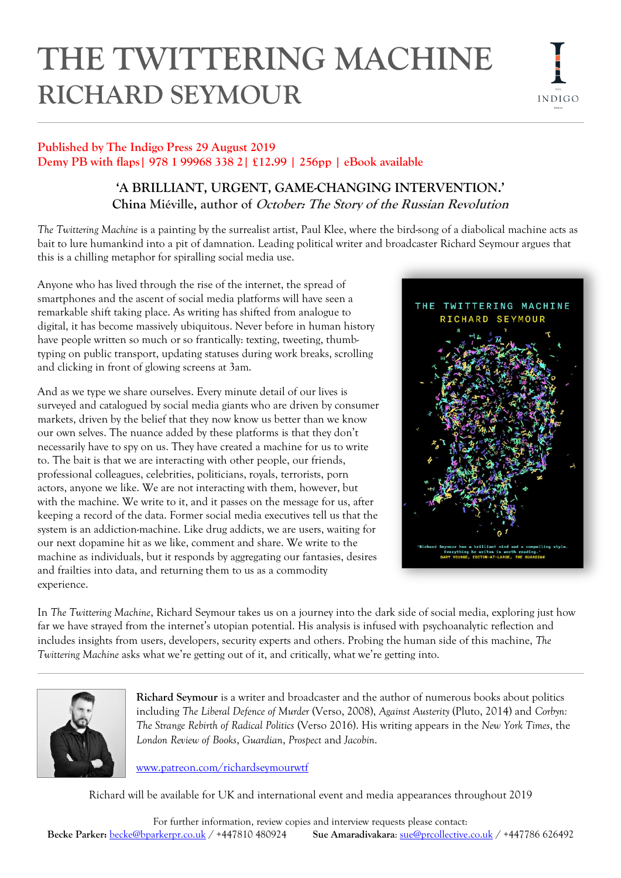# THE TWITTERING MACHINE

## RICHARD SEYMOUR

**Published by The Indigo Press 29 August 2019**
**Demy PB with flaps| 978 1 99968 338 2| £12.99 | 256pp | eBook available**

**'A BRILLIANT, URGENT, GAME-CHANGING INTERVENTION.'**
**China Miéville, author of *October: The Story of the Russian Revolution***

*The Twittering Machine* is a painting by the surrealist artist, Paul Klee, where the bird-song of a diabolical machine acts as bait to lure humankind into a pit of damnation. Leading political writer and broadcaster Richard Seymour argues that this is a chilling metaphor for spiralling social media use.

Anyone who has lived through the rise of the internet, the spread of smartphones and the ascent of social media platforms will have seen a remarkable shift taking place. As writing has shifted from analogue to digital, it has become massively ubiquitous. Never before in human history have people written so much or so frantically: texting, tweeting, thumb-typing on public transport, updating statuses during work breaks, scrolling and clicking in front of glowing screens at 3am.

And as we type we share ourselves. Every minute detail of our lives is surveyed and catalogued by social media giants who are driven by consumer markets, driven by the belief that they now know us better than we know our own selves. The nuance added by these platforms is that they don't necessarily have to spy on us. They have created a machine for us to write to. The bait is that we are interacting with other people, our friends, professional colleagues, celebrities, politicians, royals, terrorists, porn actors, anyone we like. We are not interacting with them, however, but with the machine. We write to it, and it passes on the message for us, after keeping a record of the data. Former social media executives tell us that the system is an addiction-machine. Like drug addicts, we are users, waiting for our next dopamine hit as we like, comment and share. We write to the machine as individuals, but it responds by aggregating our fantasies, desires and frailties into data, and returning them to us as a commodity experience.

In *The Twittering Machine*, Richard Seymour takes us on a journey into the dark side of social media, exploring just how far we have strayed from the internet's utopian potential. His analysis is infused with psychoanalytic reflection and includes insights from users, developers, security experts and others. Probing the human side of this machine, *The Twittering Machine* asks what we're getting out of it, and critically, what we're getting into.

---

**Richard Seymour** is a writer and broadcaster and the author of numerous books about politics including *The Liberal Defence of Murder* (Verso, 2008), *Against Austerity* (Pluto, 2014) and *Corbyn: The Strange Rebirth of Radical Politics* (Verso 2016). His writing appears in the *New York Times*, the *London Review of Books*, *Guardian*, *Prospect* and *Jacobin*.

[www.patreon.com/richardseymourwtf](http://www.patreon.com/richardseymourwtf)

Richard will be available for UK and international event and media appearances throughout 2019

For further information, review copies and interview requests please contact:
**Becke Parker:** becke@bparkerpr.co.uk / +447810 480924 **Sue Amaradivakara**: sue@prcollective.co.uk / +447786 626492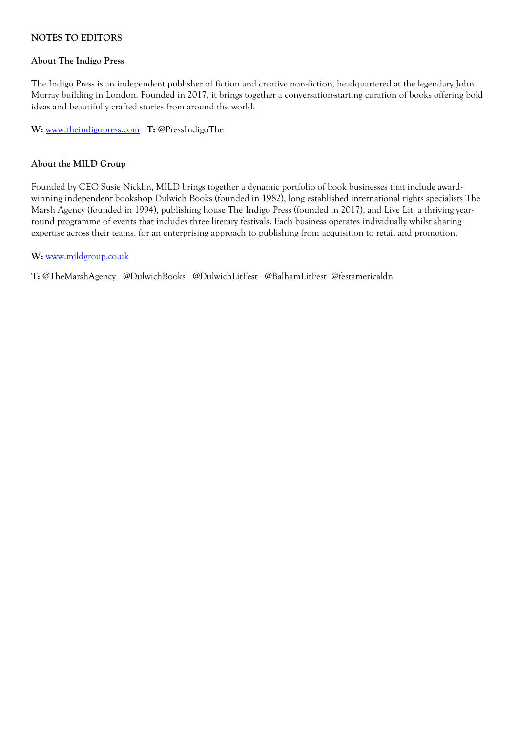**NOTES TO EDITORS**

**About The Indigo Press**

The Indigo Press is an independent publisher of fiction and creative non-fiction, headquartered at the legendary John Murray building in London. Founded in 2017, it brings together a conversation-starting curation of books offering bold ideas and beautifully crafted stories from around the world.

**W:** [www.theindigopress.com](http://www.theindigopress.com) **T:** @PressIndigoThe

**About the MILD Group**

Founded by CEO Susie Nicklin, MILD brings together a dynamic portfolio of book businesses that include award-winning independent bookshop Dulwich Books (founded in 1982), long established international rights specialists The Marsh Agency (founded in 1994), publishing house The Indigo Press (founded in 2017), and Live Lit, a thriving year-round programme of events that includes three literary festivals. Each business operates individually whilst sharing expertise across their teams, for an enterprising approach to publishing from acquisition to retail and promotion.

**W:** [www.mildgroup.co.uk](http://www.mildgroup.co.uk)

**T:** @TheMarshAgency @DulwichBooks @DulwichLitFest @BalhamLitFest @festamericaldn